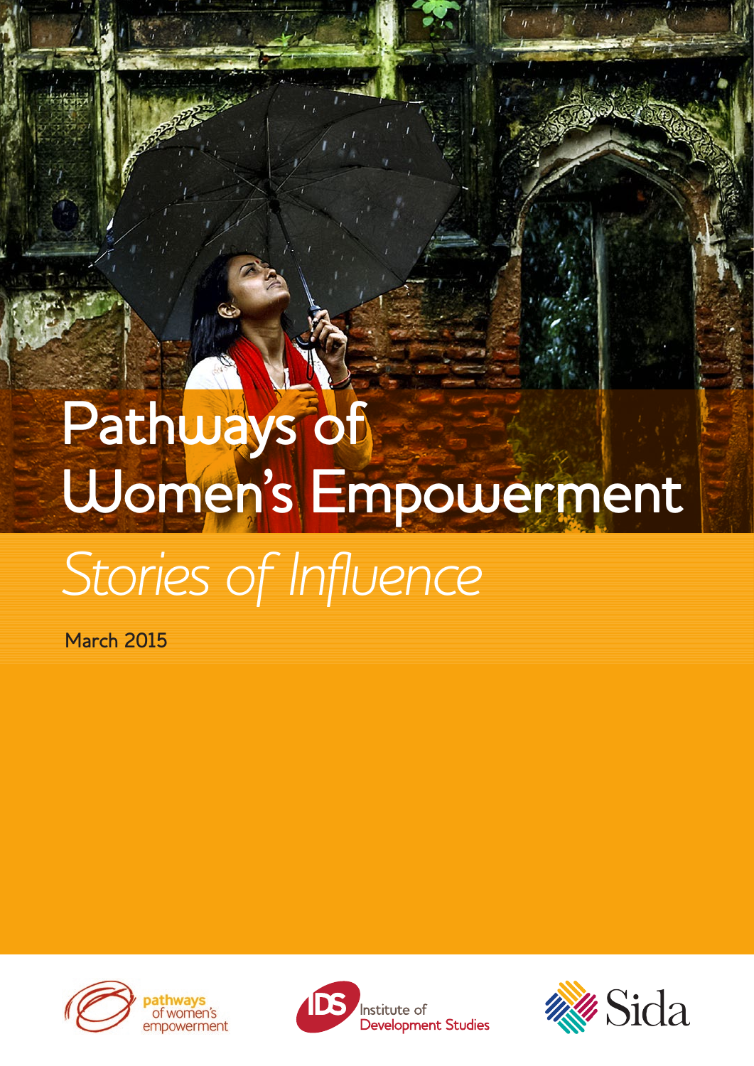# Pathways of Women's Empowerment

*Stories of Influence*

March 2015

pathways of women's empowerment

Institute of Development Studies

Sida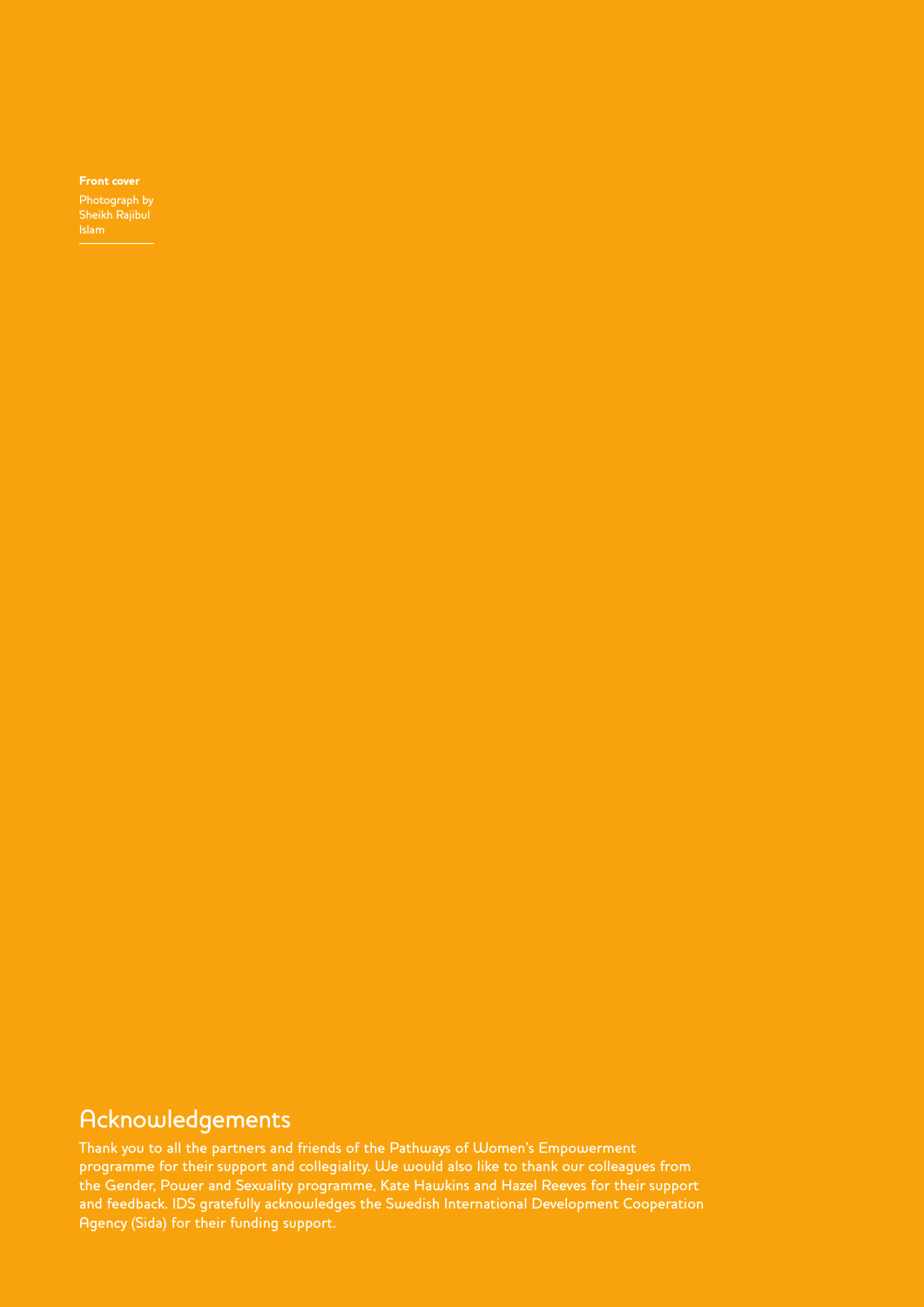**Front cover**

Photograph by Sheikh Rajibul Islam

## Acknowledgements

Thank you to all the partners and friends of the Pathways of Women's Empowerment programme for their support and collegiality. We would also like to thank our colleagues from the Gender, Power and Sexuality programme, Kate Hawkins and Hazel Reeves for their support and feedback. IDS gratefully acknowledges the Swedish International Development Cooperation Agency (Sida) for their funding support.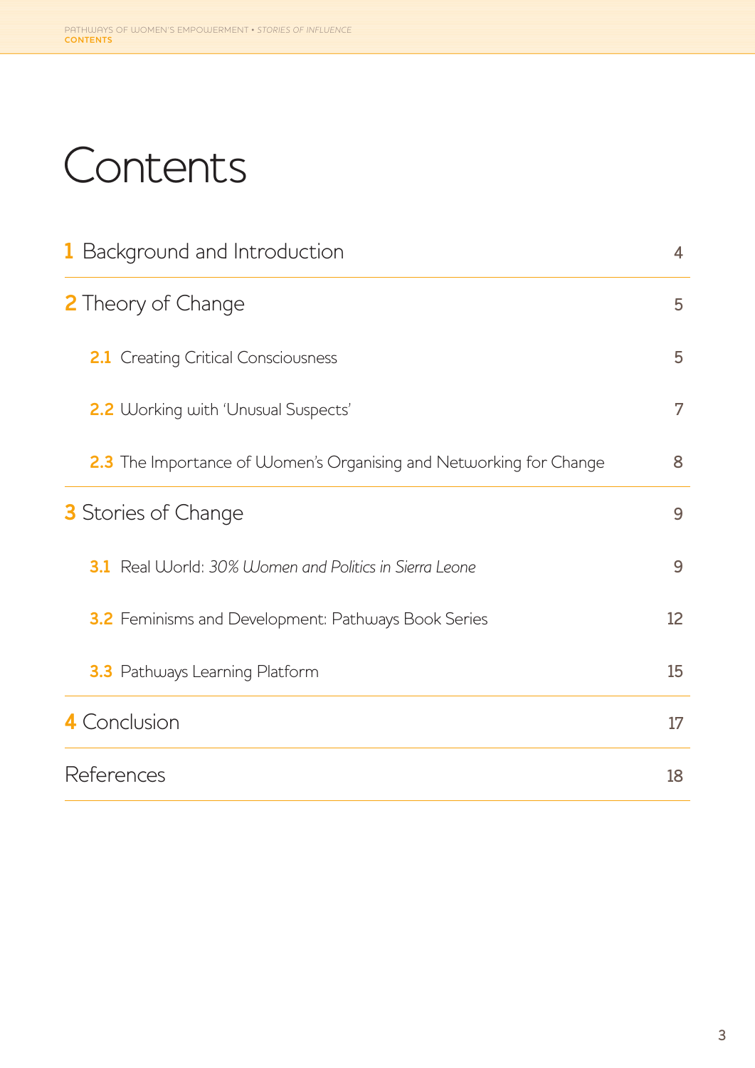# Contents

| | |
|---|---|
| **1** Background and Introduction | 4 |
| **2** Theory of Change | 5 |
| **2.1** Creating Critical Consciousness | 5 |
| **2.2** Working with 'Unusual Suspects' | 7 |
| **2.3** The Importance of Women's Organising and Networking for Change | 8 |
| **3** Stories of Change | 9 |
| **3.1** Real World: *30% Women and Politics in Sierra Leone* | 9 |
| **3.2** Feminisms and Development: Pathways Book Series | 12 |
| **3.3** Pathways Learning Platform | 15 |
| **4** Conclusion | 17 |
| References | 18 |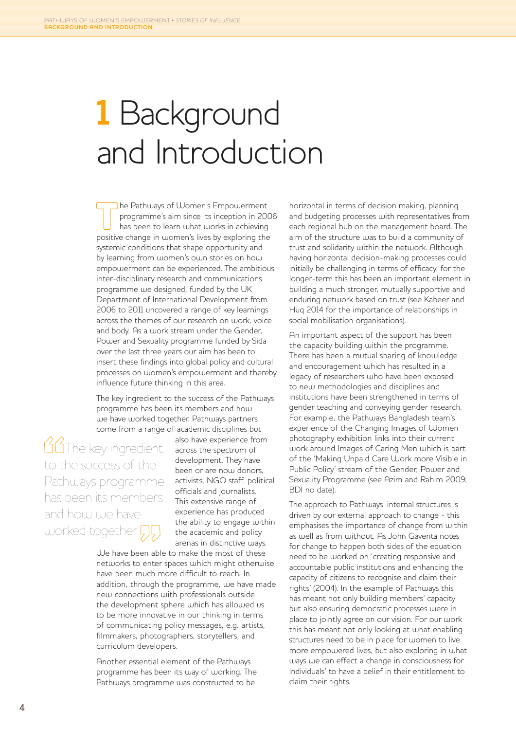# 1 Background and Introduction

The Pathways of Women's Empowerment programme's aim since its inception in 2006 has been to learn what works in achieving positive change in women's lives by exploring the systemic conditions that shape opportunity and by learning from women's own stories on how empowerment can be experienced. The ambitious inter-disciplinary research and communications programme we designed, funded by the UK Department of International Development from 2006 to 2011 uncovered a range of key learnings across the themes of our research on work, voice and body. As a work stream under the Gender, Power and Sexuality programme funded by Sida over the last three years our aim has been to insert these findings into global policy and cultural processes on women's empowerment and thereby influence future thinking in this area.

The key ingredient to the success of the Pathways programme has been its members and how we have worked together. Pathways partners come from a range of academic disciplines but also have experience from across the spectrum of development. They have been or are now donors, activists, NGO staff, political officials and journalists. This extensive range of experience has produced the ability to engage within the academic and policy arenas in distinctive ways. We have been able to make the most of these networks to enter spaces which might otherwise have been much more difficult to reach. In addition, through the programme, we have made new connections with professionals outside the development sphere which has allowed us to be more innovative in our thinking in terms of communicating policy messages, e.g. artists, filmmakers, photographers, storytellers, and curriculum developers.

> "The key ingredient to the success of the Pathways programme has been its members and how we have worked together."

Another essential element of the Pathways programme has been its way of working. The Pathways programme was constructed to be horizontal in terms of decision making, planning and budgeting processes with representatives from each regional hub on the management board. The aim of the structure was to build a community of trust and solidarity within the network. Although having horizontal decision-making processes could initially be challenging in terms of efficacy, for the longer-term this has been an important element in building a much stronger, mutually supportive and enduring network based on trust (see Kabeer and Huq 2014 for the importance of relationships in social mobilisation organisations).

An important aspect of the support has been the capacity building within the programme. There has been a mutual sharing of knowledge and encouragement which has resulted in a legacy of researchers who have been exposed to new methodologies and disciplines and institutions have been strengthened in terms of gender teaching and conveying gender research. For example, the Pathways Bangladesh team's experience of the Changing Images of Women photography exhibition links into their current work around Images of Caring Men which is part of the 'Making Unpaid Care Work more Visible in Public Policy' stream of the Gender, Power and Sexuality Programme (see Azim and Rahim 2009; BDI no date).

The approach to Pathways' internal structures is driven by our external approach to change - this emphasises the importance of change from within as well as from without. As John Gaventa notes for change to happen both sides of the equation need to be worked on 'creating responsive and accountable public institutions and enhancing the capacity of citizens to recognise and claim their rights' (2004). In the example of Pathways this has meant not only building members' capacity but also ensuring democratic processes were in place to jointly agree on our vision. For our work this has meant not only looking at what enabling structures need to be in place for women to live more empowered lives, but also exploring in what ways we can effect a change in consciousness for individuals' to have a belief in their entitlement to claim their rights.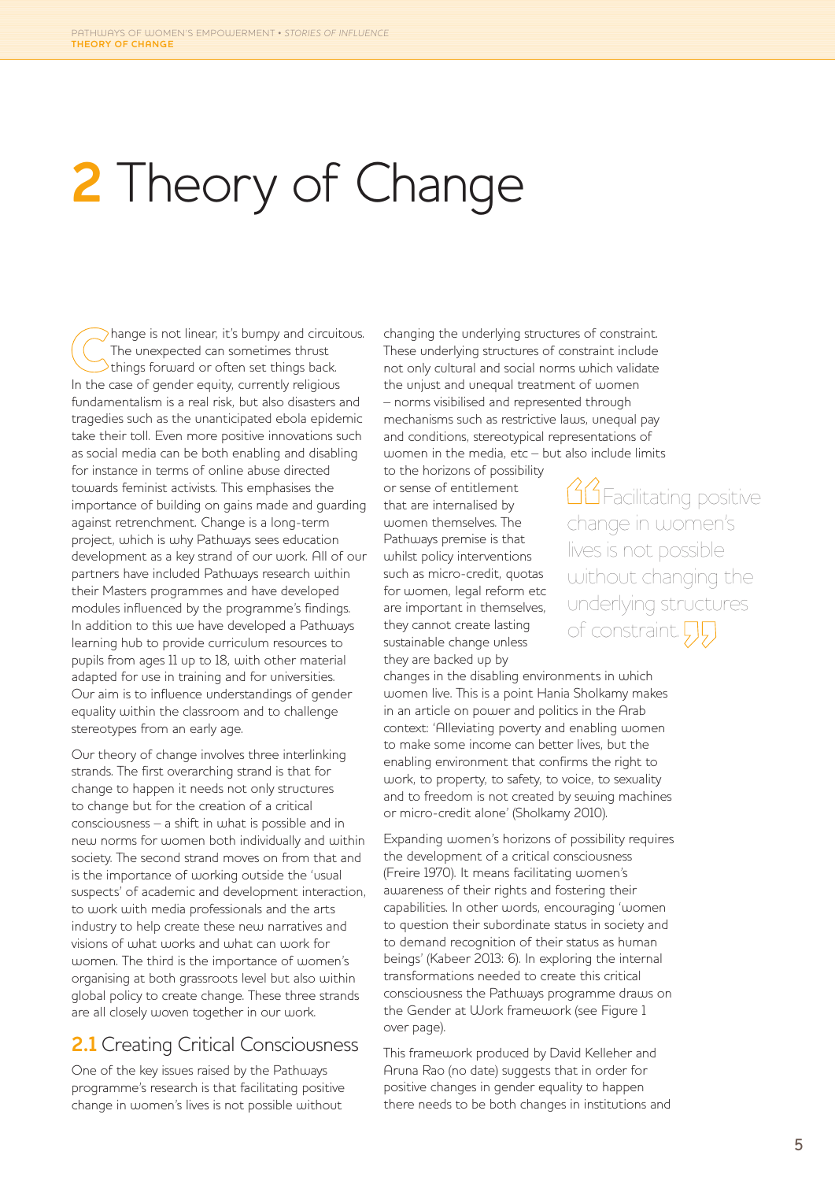# 2 Theory of Change

Change is not linear, it's bumpy and circuitous. The unexpected can sometimes thrust things forward or often set things back. In the case of gender equity, currently religious fundamentalism is a real risk, but also disasters and tragedies such as the unanticipated ebola epidemic take their toll. Even more positive innovations such as social media can be both enabling and disabling for instance in terms of online abuse directed towards feminist activists. This emphasises the importance of building on gains made and guarding against retrenchment. Change is a long-term project, which is why Pathways sees education development as a key strand of our work. All of our partners have included Pathways research within their Masters programmes and have developed modules influenced by the programme's findings. In addition to this we have developed a Pathways learning hub to provide curriculum resources to pupils from ages 11 up to 18, with other material adapted for use in training and for universities. Our aim is to influence understandings of gender equality within the classroom and to challenge stereotypes from an early age.

Our theory of change involves three interlinking strands. The first overarching strand is that for change to happen it needs not only structures to change but for the creation of a critical consciousness – a shift in what is possible and in new norms for women both individually and within society. The second strand moves on from that and is the importance of working outside the 'usual suspects' of academic and development interaction, to work with media professionals and the arts industry to help create these new narratives and visions of what works and what can work for women. The third is the importance of women's organising at both grassroots level but also within global policy to create change. These three strands are all closely woven together in our work.

## 2.1 Creating Critical Consciousness

One of the key issues raised by the Pathways programme's research is that facilitating positive change in women's lives is not possible without changing the underlying structures of constraint. These underlying structures of constraint include not only cultural and social norms which validate the unjust and unequal treatment of women – norms visibilised and represented through mechanisms such as restrictive laws, unequal pay and conditions, stereotypical representations of women in the media, etc – but also include limits to the horizons of possibility or sense of entitlement that are internalised by women themselves. The Pathways premise is that whilst policy interventions such as micro-credit, quotas for women, legal reform etc are important in themselves, they cannot create lasting sustainable change unless they are backed up by changes in the disabling environments in which women live. This is a point Hania Sholkamy makes in an article on power and politics in the Arab context: 'Alleviating poverty and enabling women to make some income can better lives, but the enabling environment that confirms the right to work, to property, to safety, to voice, to sexuality and to freedom is not created by sewing machines or micro-credit alone' (Sholkamy 2010).

> "Facilitating positive change in women's lives is not possible without changing the underlying structures of constraint."

Expanding women's horizons of possibility requires the development of a critical consciousness (Freire 1970). It means facilitating women's awareness of their rights and fostering their capabilities. In other words, encouraging 'women to question their subordinate status in society and to demand recognition of their status as human beings' (Kabeer 2013: 6). In exploring the internal transformations needed to create this critical consciousness the Pathways programme draws on the Gender at Work framework (see Figure 1 over page).

This framework produced by David Kelleher and Aruna Rao (no date) suggests that in order for positive changes in gender equality to happen there needs to be both changes in institutions and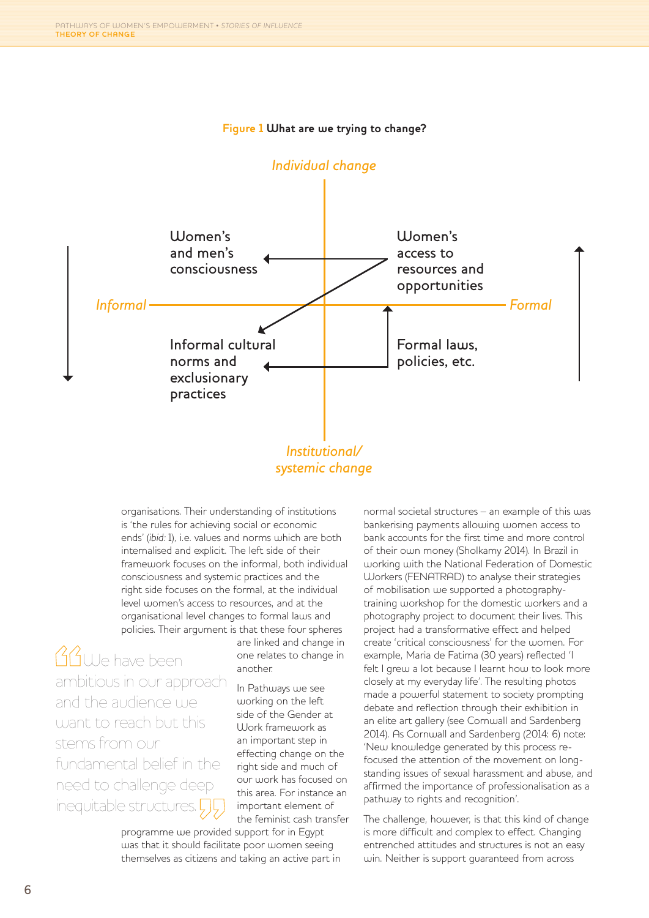**Figure 1 What are we trying to change?**

*Individual change*

| | *Informal* | *Formal* |
|---|---|---|
| *Individual change* | Women's and men's consciousness | Women's access to resources and opportunities |
| *Institutional/ systemic change* | Informal cultural norms and exclusionary practices | Formal laws, policies, etc. |

*Institutional/ systemic change*

organisations. Their understanding of institutions is 'the rules for achieving social or economic ends' (*ibid:* 1), i.e. values and norms which are both internalised and explicit. The left side of their framework focuses on the informal, both individual consciousness and systemic practices and the right side focuses on the formal, at the individual level women's access to resources, and at the organisational level changes to formal laws and policies. Their argument is that these four spheres are linked and change in one relates to change in another.

> "We have been ambitious in our approach and the audience we want to reach but this stems from our fundamental belief in the need to challenge deep inequitable structures."

In Pathways we see working on the left side of the Gender at Work framework as an important step in effecting change on the right side and much of our work has focused on this area. For instance an important element of the feminist cash transfer programme we provided support for in Egypt was that it should facilitate poor women seeing themselves as citizens and taking an active part in normal societal structures – an example of this was bankerising payments allowing women access to bank accounts for the first time and more control of their own money (Sholkamy 2014). In Brazil in working with the National Federation of Domestic Workers (FENATRAD) to analyse their strategies of mobilisation we supported a photography-training workshop for the domestic workers and a photography project to document their lives. This project had a transformative effect and helped create 'critical consciousness' for the women. For example, Maria de Fatima (30 years) reflected 'I felt I grew a lot because I learnt how to look more closely at my everyday life'. The resulting photos made a powerful statement to society prompting debate and reflection through their exhibition in an elite art gallery (see Cornwall and Sardenberg 2014). As Cornwall and Sardenberg (2014: 6) note: 'New knowledge generated by this process re-focused the attention of the movement on long-standing issues of sexual harassment and abuse, and affirmed the importance of professionalisation as a pathway to rights and recognition'.

The challenge, however, is that this kind of change is more difficult and complex to effect. Changing entrenched attitudes and structures is not an easy win. Neither is support guaranteed from across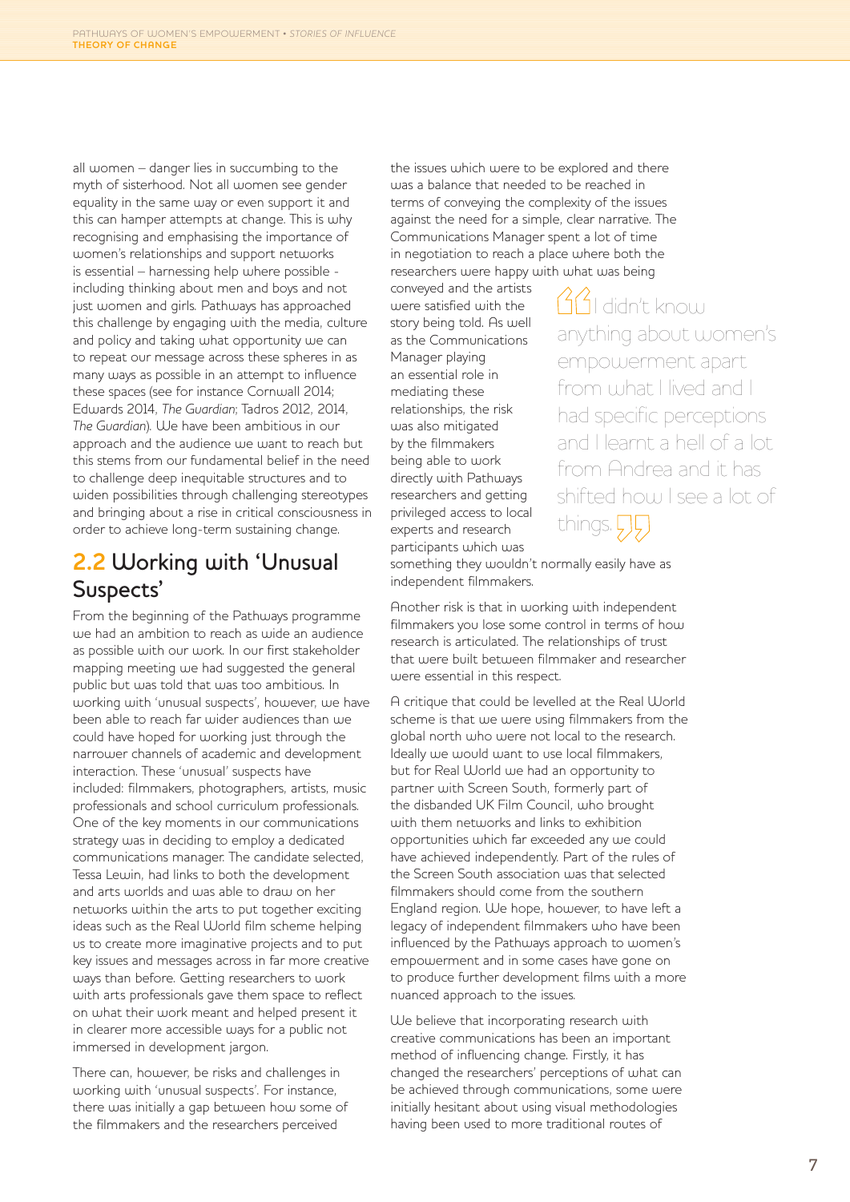all women – danger lies in succumbing to the myth of sisterhood. Not all women see gender equality in the same way or even support it and this can hamper attempts at change. This is why recognising and emphasising the importance of women's relationships and support networks is essential – harnessing help where possible - including thinking about men and boys and not just women and girls. Pathways has approached this challenge by engaging with the media, culture and policy and taking what opportunity we can to repeat our message across these spheres in as many ways as possible in an attempt to influence these spaces (see for instance Cornwall 2014; Edwards 2014, *The Guardian*; Tadros 2012, 2014, *The Guardian*). We have been ambitious in our approach and the audience we want to reach but this stems from our fundamental belief in the need to challenge deep inequitable structures and to widen possibilities through challenging stereotypes and bringing about a rise in critical consciousness in order to achieve long-term sustaining change.

## 2.2 Working with 'Unusual Suspects'

From the beginning of the Pathways programme we had an ambition to reach as wide an audience as possible with our work. In our first stakeholder mapping meeting we had suggested the general public but was told that was too ambitious. In working with 'unusual suspects', however, we have been able to reach far wider audiences than we could have hoped for working just through the narrower channels of academic and development interaction. These 'unusual' suspects have included: filmmakers, photographers, artists, music professionals and school curriculum professionals. One of the key moments in our communications strategy was in deciding to employ a dedicated communications manager. The candidate selected, Tessa Lewin, had links to both the development and arts worlds and was able to draw on her networks within the arts to put together exciting ideas such as the Real World film scheme helping us to create more imaginative projects and to put key issues and messages across in far more creative ways than before. Getting researchers to work with arts professionals gave them space to reflect on what their work meant and helped present it in clearer more accessible ways for a public not immersed in development jargon.

There can, however, be risks and challenges in working with 'unusual suspects'. For instance, there was initially a gap between how some of the filmmakers and the researchers perceived the issues which were to be explored and there was a balance that needed to be reached in terms of conveying the complexity of the issues against the need for a simple, clear narrative. The Communications Manager spent a lot of time in negotiation to reach a place where both the researchers were happy with what was being conveyed and the artists were satisfied with the story being told. As well as the Communications Manager playing an essential role in mediating these relationships, the risk was also mitigated by the filmmakers being able to work directly with Pathways researchers and getting privileged access to local experts and research participants which was something they wouldn't normally easily have as independent filmmakers.

> "I didn't know anything about women's empowerment apart from what I lived and I had specific perceptions and I learnt a hell of a lot from Andrea and it has shifted how I see a lot of things."

Another risk is that in working with independent filmmakers you lose some control in terms of how research is articulated. The relationships of trust that were built between filmmaker and researcher were essential in this respect.

A critique that could be levelled at the Real World scheme is that we were using filmmakers from the global north who were not local to the research. Ideally we would want to use local filmmakers, but for Real World we had an opportunity to partner with Screen South, formerly part of the disbanded UK Film Council, who brought with them networks and links to exhibition opportunities which far exceeded any we could have achieved independently. Part of the rules of the Screen South association was that selected filmmakers should come from the southern England region. We hope, however, to have left a legacy of independent filmmakers who have been influenced by the Pathways approach to women's empowerment and in some cases have gone on to produce further development films with a more nuanced approach to the issues.

We believe that incorporating research with creative communications has been an important method of influencing change. Firstly, it has changed the researchers' perceptions of what can be achieved through communications, some were initially hesitant about using visual methodologies having been used to more traditional routes of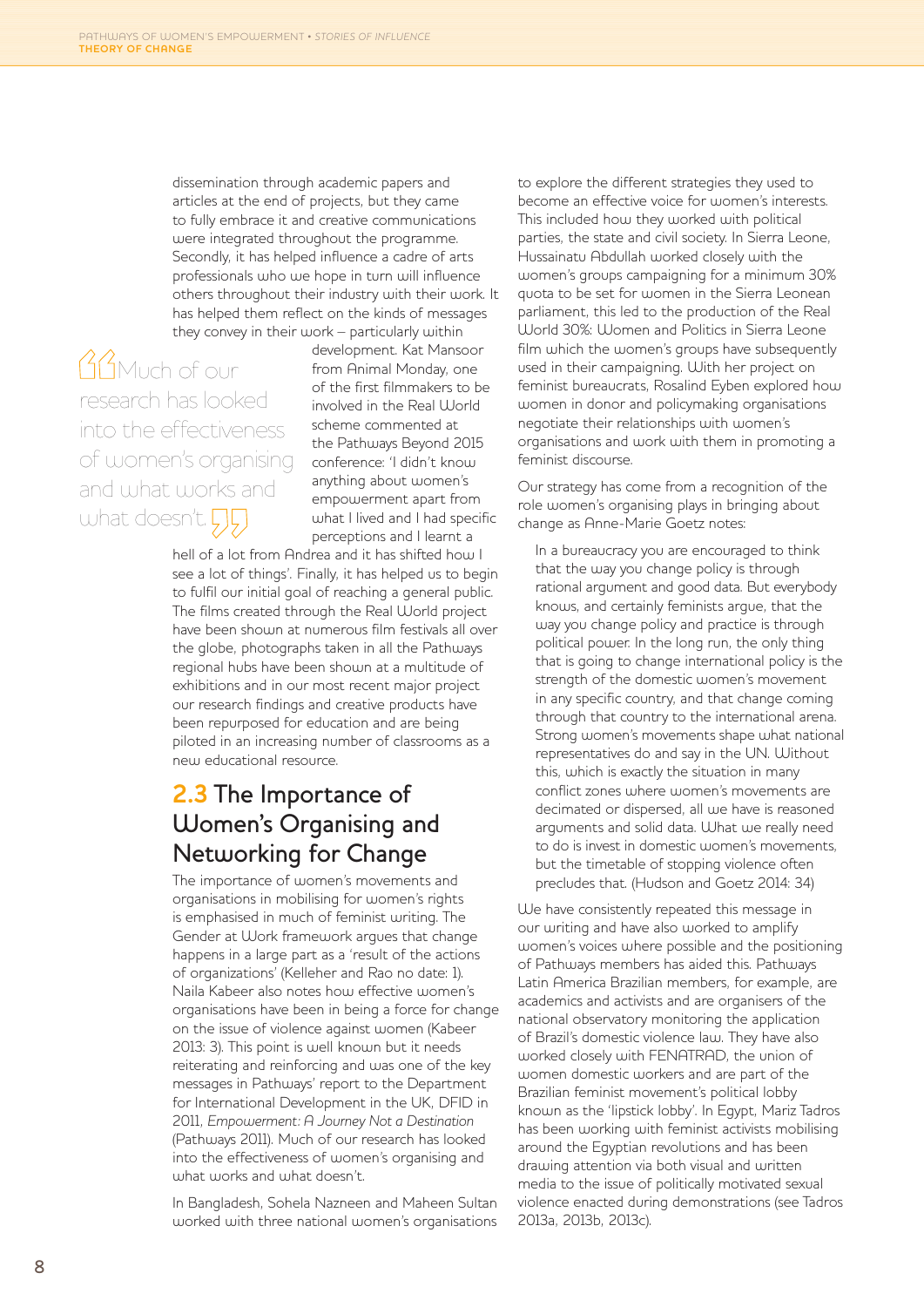dissemination through academic papers and articles at the end of projects, but they came to fully embrace it and creative communications were integrated throughout the programme. Secondly, it has helped influence a cadre of arts professionals who we hope in turn will influence others throughout their industry with their work. It has helped them reflect on the kinds of messages they convey in their work – particularly within development. Kat Mansoor from Animal Monday, one of the first filmmakers to be involved in the Real World scheme commented at the Pathways Beyond 2015 conference: 'I didn't know anything about women's empowerment apart from what I lived and I had specific perceptions and I learnt a hell of a lot from Andrea and it has shifted how I see a lot of things'. Finally, it has helped us to begin to fulfil our initial goal of reaching a general public. The films created through the Real World project have been shown at numerous film festivals all over the globe, photographs taken in all the Pathways regional hubs have been shown at a multitude of exhibitions and in our most recent major project our research findings and creative products have been repurposed for education and are being piloted in an increasing number of classrooms as a new educational resource.

> "Much of our research has looked into the effectiveness of women's organising and what works and what doesn't."

## 2.3 The Importance of Women's Organising and Networking for Change

The importance of women's movements and organisations in mobilising for women's rights is emphasised in much of feminist writing. The Gender at Work framework argues that change happens in a large part as a 'result of the actions of organizations' (Kelleher and Rao no date: 1). Naila Kabeer also notes how effective women's organisations have been in being a force for change on the issue of violence against women (Kabeer 2013: 3). This point is well known but it needs reiterating and reinforcing and was one of the key messages in Pathways' report to the Department for International Development in the UK, DFID in 2011, *Empowerment: A Journey Not a Destination* (Pathways 2011). Much of our research has looked into the effectiveness of women's organising and what works and what doesn't.

In Bangladesh, Sohela Nazneen and Maheen Sultan worked with three national women's organisations to explore the different strategies they used to become an effective voice for women's interests. This included how they worked with political parties, the state and civil society. In Sierra Leone, Hussainatu Abdullah worked closely with the women's groups campaigning for a minimum 30% quota to be set for women in the Sierra Leonean parliament, this led to the production of the Real World 30%: Women and Politics in Sierra Leone film which the women's groups have subsequently used in their campaigning. With her project on feminist bureaucrats, Rosalind Eyben explored how women in donor and policymaking organisations negotiate their relationships with women's organisations and work with them in promoting a feminist discourse.

Our strategy has come from a recognition of the role women's organising plays in bringing about change as Anne-Marie Goetz notes:

> In a bureaucracy you are encouraged to think that the way you change policy is through rational argument and good data. But everybody knows, and certainly feminists argue, that the way you change policy and practice is through political power. In the long run, the only thing that is going to change international policy is the strength of the domestic women's movement in any specific country, and that change coming through that country to the international arena. Strong women's movements shape what national representatives do and say in the UN. Without this, which is exactly the situation in many conflict zones where women's movements are decimated or dispersed, all we have is reasoned arguments and solid data. What we really need to do is invest in domestic women's movements, but the timetable of stopping violence often precludes that. (Hudson and Goetz 2014: 34)

We have consistently repeated this message in our writing and have also worked to amplify women's voices where possible and the positioning of Pathways members has aided this. Pathways Latin America Brazilian members, for example, are academics and activists and are organisers of the national observatory monitoring the application of Brazil's domestic violence law. They have also worked closely with FENATRAD, the union of women domestic workers and are part of the Brazilian feminist movement's political lobby known as the 'lipstick lobby'. In Egypt, Mariz Tadros has been working with feminist activists mobilising around the Egyptian revolutions and has been drawing attention via both visual and written media to the issue of politically motivated sexual violence enacted during demonstrations (see Tadros 2013a, 2013b, 2013c).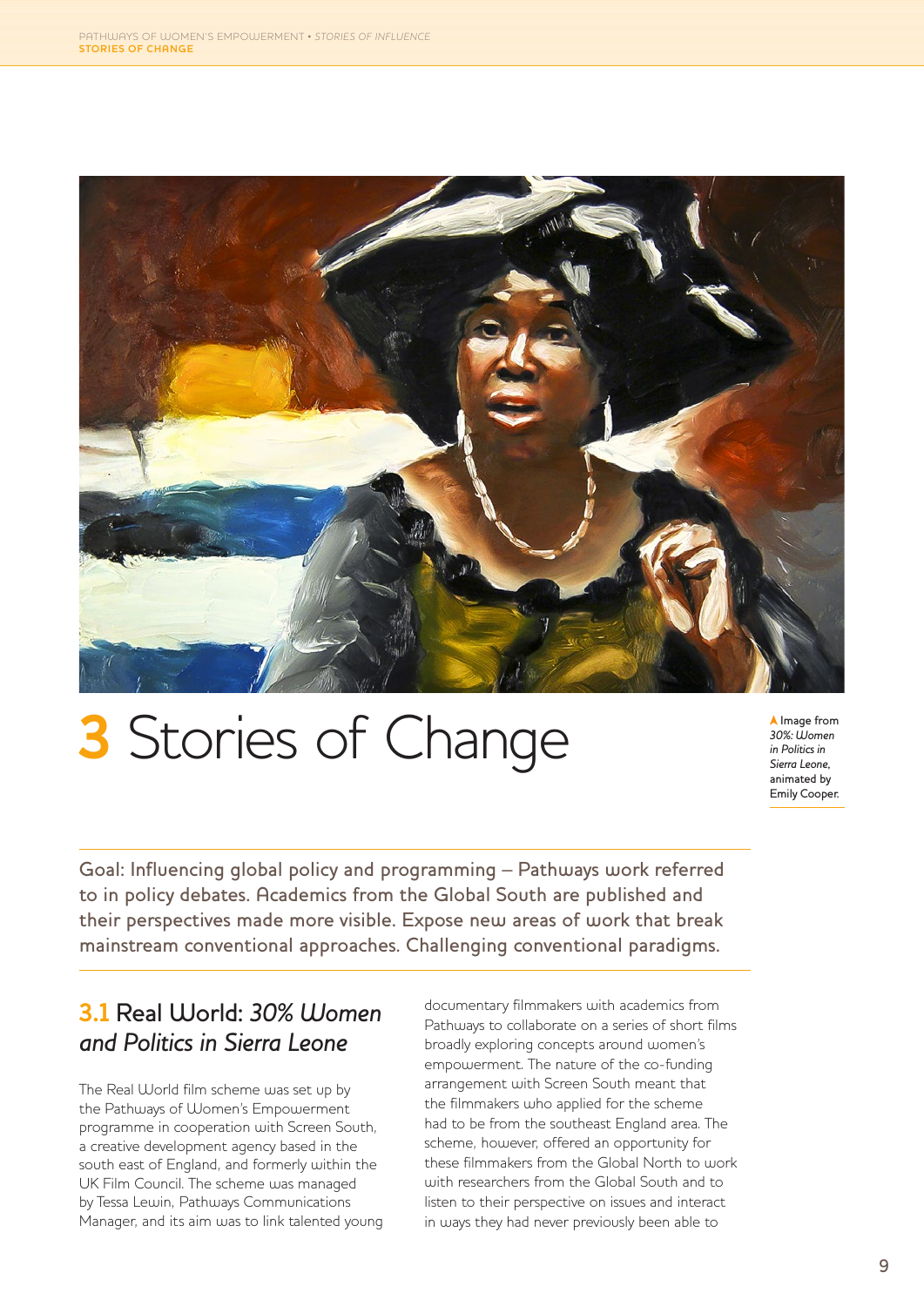# 3 Stories of Change

▲ Image from *30%: Women in Politics in Sierra Leone*, animated by Emily Cooper.

Goal: Influencing global policy and programming – Pathways work referred to in policy debates. Academics from the Global South are published and their perspectives made more visible. Expose new areas of work that break mainstream conventional approaches. Challenging conventional paradigms.

## 3.1 Real World: *30% Women and Politics in Sierra Leone*

The Real World film scheme was set up by the Pathways of Women's Empowerment programme in cooperation with Screen South, a creative development agency based in the south east of England, and formerly within the UK Film Council. The scheme was managed by Tessa Lewin, Pathways Communications Manager, and its aim was to link talented young documentary filmmakers with academics from Pathways to collaborate on a series of short films broadly exploring concepts around women's empowerment. The nature of the co-funding arrangement with Screen South meant that the filmmakers who applied for the scheme had to be from the southeast England area. The scheme, however, offered an opportunity for these filmmakers from the Global North to work with researchers from the Global South and to listen to their perspective on issues and interact in ways they had never previously been able to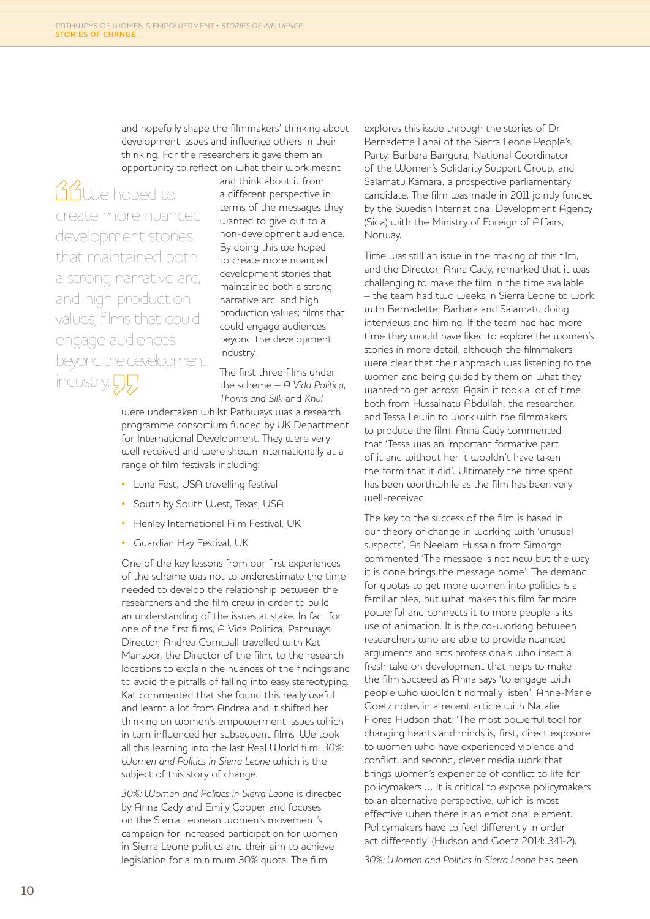and hopefully shape the filmmakers' thinking about development issues and influence others in their thinking. For the researchers it gave them an opportunity to reflect on what their work meant and think about it from a different perspective in terms of the messages they wanted to give out to a non-development audience. By doing this we hoped to create more nuanced development stories that maintained both a strong narrative arc, and high production values; films that could engage audiences beyond the development industry.

> "We hoped to create more nuanced development stories that maintained both a strong narrative arc, and high production values; films that could engage audiences beyond the development industry."

The first three films under the scheme – *A Vida Politica*, *Thorns and Silk* and *Khul* were undertaken whilst Pathways was a research programme consortium funded by UK Department for International Development. They were very well received and were shown internationally at a range of film festivals including:

- Luna Fest, USA travelling festival
- South by South West, Texas, USA
- Henley International Film Festival, UK
- Guardian Hay Festival, UK

One of the key lessons from our first experiences of the scheme was not to underestimate the time needed to develop the relationship between the researchers and the film crew in order to build an understanding of the issues at stake. In fact for one of the first films, A Vida Politica, Pathways Director, Andrea Cornwall travelled with Kat Mansoor, the Director of the film, to the research locations to explain the nuances of the findings and to avoid the pitfalls of falling into easy stereotyping. Kat commented that she found this really useful and learnt a lot from Andrea and it shifted her thinking on women's empowerment issues which in turn influenced her subsequent films. We took all this learning into the last Real World film: *30%: Women and Politics in Sierra Leone* which is the subject of this story of change.

*30%: Women and Politics in Sierra Leone* is directed by Anna Cady and Emily Cooper and focuses on the Sierra Leonean women's movement's campaign for increased participation for women in Sierra Leone politics and their aim to achieve legislation for a minimum 30% quota. The film explores this issue through the stories of Dr Bernadette Lahai of the Sierra Leone People's Party, Barbara Bangura, National Coordinator of the Women's Solidarity Support Group, and Salamatu Kamara, a prospective parliamentary candidate. The film was made in 2011 jointly funded by the Swedish International Development Agency (Sida) with the Ministry of Foreign of Affairs, Norway.

Time was still an issue in the making of this film, and the Director, Anna Cady, remarked that it was challenging to make the film in the time available – the team had two weeks in Sierra Leone to work with Bernadette, Barbara and Salamatu doing interviews and filming. If the team had had more time they would have liked to explore the women's stories in more detail, although the filmmakers were clear that their approach was listening to the women and being guided by them on what they wanted to get across. Again it took a lot of time both from Hussainatu Abdullah, the researcher, and Tessa Lewin to work with the filmmakers to produce the film. Anna Cady commented that 'Tessa was an important formative part of it and without her it wouldn't have taken the form that it did'. Ultimately the time spent has been worthwhile as the film has been very well-received.

The key to the success of the film is based in our theory of change in working with 'unusual suspects'. As Neelam Hussain from Simorgh commented 'The message is not new but the way it is done brings the message home'. The demand for quotas to get more women into politics is a familiar plea, but what makes this film far more powerful and connects it to more people is its use of animation. It is the co-working between researchers who are able to provide nuanced arguments and arts professionals who insert a fresh take on development that helps to make the film succeed as Anna says 'to engage with people who wouldn't normally listen'. Anne-Marie Goetz notes in a recent article with Natalie Florea Hudson that: 'The most powerful tool for changing hearts and minds is, first, direct exposure to women who have experienced violence and conflict, and second, clever media work that brings women's experience of conflict to life for policymakers ... It is critical to expose policymakers to an alternative perspective, which is most effective when there is an emotional element. Policymakers have to feel differently in order act differently' (Hudson and Goetz 2014: 341-2).

*30%: Women and Politics in Sierra Leone* has been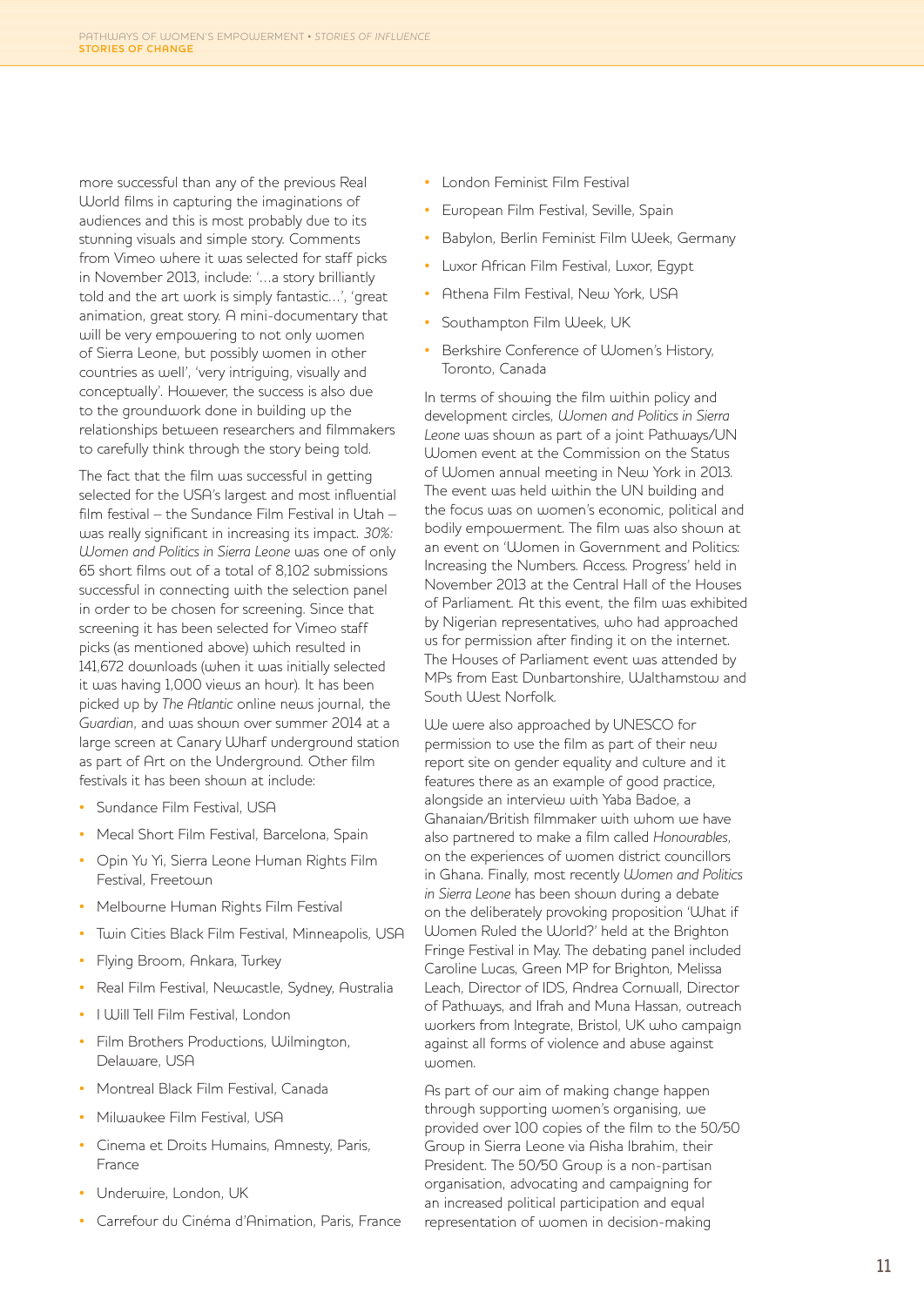more successful than any of the previous Real World films in capturing the imaginations of audiences and this is most probably due to its stunning visuals and simple story. Comments from Vimeo where it was selected for staff picks in November 2013, include: '…a story brilliantly told and the art work is simply fantastic…', 'great animation, great story. A mini-documentary that will be very empowering to not only women of Sierra Leone, but possibly women in other countries as well', 'very intriguing, visually and conceptually'. However, the success is also due to the groundwork done in building up the relationships between researchers and filmmakers to carefully think through the story being told.

The fact that the film was successful in getting selected for the USA's largest and most influential film festival – the Sundance Film Festival in Utah – was really significant in increasing its impact. *30%: Women and Politics in Sierra Leone* was one of only 65 short films out of a total of 8,102 submissions successful in connecting with the selection panel in order to be chosen for screening. Since that screening it has been selected for Vimeo staff picks (as mentioned above) which resulted in 141,672 downloads (when it was initially selected it was having 1,000 views an hour). It has been picked up by *The Atlantic* online news journal, the *Guardian*, and was shown over summer 2014 at a large screen at Canary Wharf underground station as part of Art on the Underground. Other film festivals it has been shown at include:

- Sundance Film Festival, USA
- Mecal Short Film Festival, Barcelona, Spain
- Opin Yu Yi, Sierra Leone Human Rights Film Festival, Freetown
- Melbourne Human Rights Film Festival
- Twin Cities Black Film Festival, Minneapolis, USA
- Flying Broom, Ankara, Turkey
- Real Film Festival, Newcastle, Sydney, Australia
- I Will Tell Film Festival, London
- Film Brothers Productions, Wilmington, Delaware, USA
- Montreal Black Film Festival, Canada
- Milwaukee Film Festival, USA
- Cinema et Droits Humains, Amnesty, Paris, France
- Underwire, London, UK
- Carrefour du Cinéma d'Animation, Paris, France
- London Feminist Film Festival
- European Film Festival, Seville, Spain
- Babylon, Berlin Feminist Film Week, Germany
- Luxor African Film Festival, Luxor, Egypt
- Athena Film Festival, New York, USA
- Southampton Film Week, UK
- Berkshire Conference of Women's History, Toronto, Canada

In terms of showing the film within policy and development circles, *Women and Politics in Sierra Leone* was shown as part of a joint Pathways/UN Women event at the Commission on the Status of Women annual meeting in New York in 2013. The event was held within the UN building and the focus was on women's economic, political and bodily empowerment. The film was also shown at an event on 'Women in Government and Politics: Increasing the Numbers. Access. Progress' held in November 2013 at the Central Hall of the Houses of Parliament. At this event, the film was exhibited by Nigerian representatives, who had approached us for permission after finding it on the internet. The Houses of Parliament event was attended by MPs from East Dunbartonshire, Walthamstow and South West Norfolk.

We were also approached by UNESCO for permission to use the film as part of their new report site on gender equality and culture and it features there as an example of good practice, alongside an interview with Yaba Badoe, a Ghanaian/British filmmaker with whom we have also partnered to make a film called *Honourables*, on the experiences of women district councillors in Ghana. Finally, most recently *Women and Politics in Sierra Leone* has been shown during a debate on the deliberately provoking proposition 'What if Women Ruled the World?' held at the Brighton Fringe Festival in May. The debating panel included Caroline Lucas, Green MP for Brighton, Melissa Leach, Director of IDS, Andrea Cornwall, Director of Pathways, and Ifrah and Muna Hassan, outreach workers from Integrate, Bristol, UK who campaign against all forms of violence and abuse against women.

As part of our aim of making change happen through supporting women's organising, we provided over 100 copies of the film to the 50/50 Group in Sierra Leone via Aisha Ibrahim, their President. The 50/50 Group is a non-partisan organisation, advocating and campaigning for an increased political participation and equal representation of women in decision-making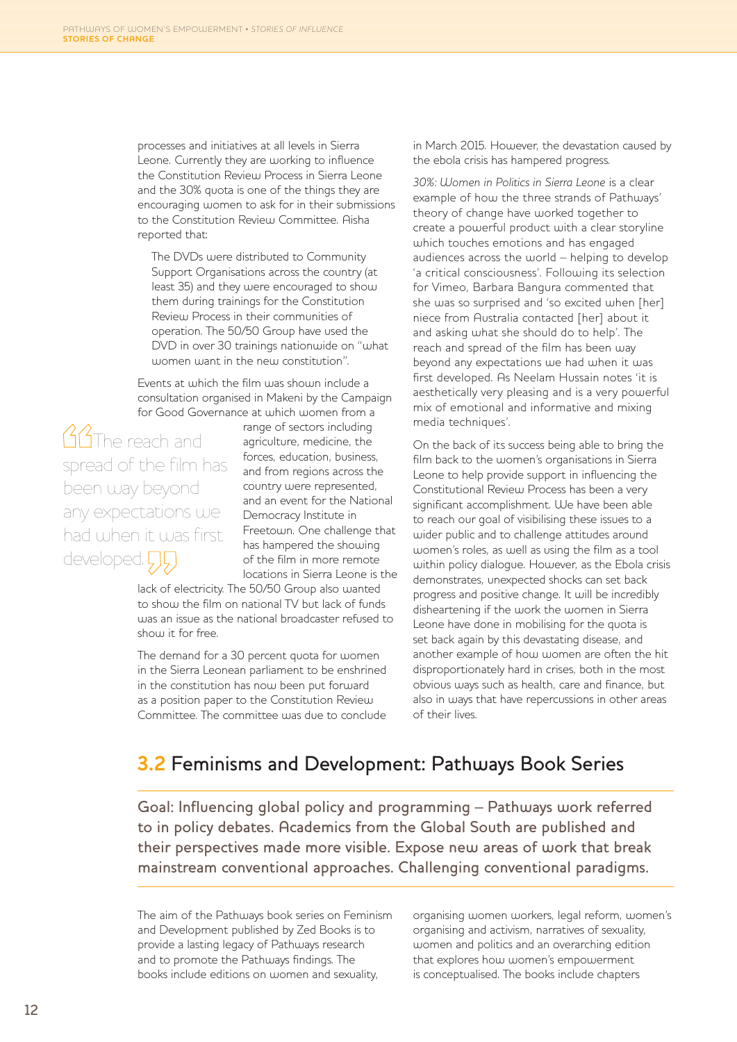processes and initiatives at all levels in Sierra Leone. Currently they are working to influence the Constitution Review Process in Sierra Leone and the 30% quota is one of the things they are encouraging women to ask for in their submissions to the Constitution Review Committee. Aisha reported that:

> The DVDs were distributed to Community Support Organisations across the country (at least 35) and they were encouraged to show them during trainings for the Constitution Review Process in their communities of operation. The 50/50 Group have used the DVD in over 30 trainings nationwide on "what women want in the new constitution".

Events at which the film was shown include a consultation organised in Makeni by the Campaign for Good Governance at which women from a range of sectors including agriculture, medicine, the forces, education, business, and from regions across the country were represented, and an event for the National Democracy Institute in Freetown. One challenge that has hampered the showing of the film in more remote locations in Sierra Leone is the lack of electricity. The 50/50 Group also wanted to show the film on national TV but lack of funds was an issue as the national broadcaster refused to show it for free.

> "The reach and spread of the film has been way beyond any expectations we had when it was first developed."

The demand for a 30 percent quota for women in the Sierra Leonean parliament to be enshrined in the constitution has now been put forward as a position paper to the Constitution Review Committee. The committee was due to conclude in March 2015. However, the devastation caused by the ebola crisis has hampered progress.

*30%: Women in Politics in Sierra Leone* is a clear example of how the three strands of Pathways' theory of change have worked together to create a powerful product with a clear storyline which touches emotions and has engaged audiences across the world – helping to develop 'a critical consciousness'. Following its selection for Vimeo, Barbara Bangura commented that she was so surprised and 'so excited when [her] niece from Australia contacted [her] about it and asking what she should do to help'. The reach and spread of the film has been way beyond any expectations we had when it was first developed. As Neelam Hussain notes 'it is aesthetically very pleasing and is a very powerful mix of emotional and informative and mixing media techniques'.

On the back of its success being able to bring the film back to the women's organisations in Sierra Leone to help provide support in influencing the Constitutional Review Process has been a very significant accomplishment. We have been able to reach our goal of visibilising these issues to a wider public and to challenge attitudes around women's roles, as well as using the film as a tool within policy dialogue. However, as the Ebola crisis demonstrates, unexpected shocks can set back progress and positive change. It will be incredibly disheartening if the work the women in Sierra Leone have done in mobilising for the quota is set back again by this devastating disease, and another example of how women are often the hit disproportionately hard in crises, both in the most obvious ways such as health, care and finance, but also in ways that have repercussions in other areas of their lives.

## 3.2 Feminisms and Development: Pathways Book Series

Goal: Influencing global policy and programming – Pathways work referred to in policy debates. Academics from the Global South are published and their perspectives made more visible. Expose new areas of work that break mainstream conventional approaches. Challenging conventional paradigms.

The aim of the Pathways book series on Feminism and Development published by Zed Books is to provide a lasting legacy of Pathways research and to promote the Pathways findings. The books include editions on women and sexuality, organising women workers, legal reform, women's organising and activism, narratives of sexuality, women and politics and an overarching edition that explores how women's empowerment is conceptualised. The books include chapters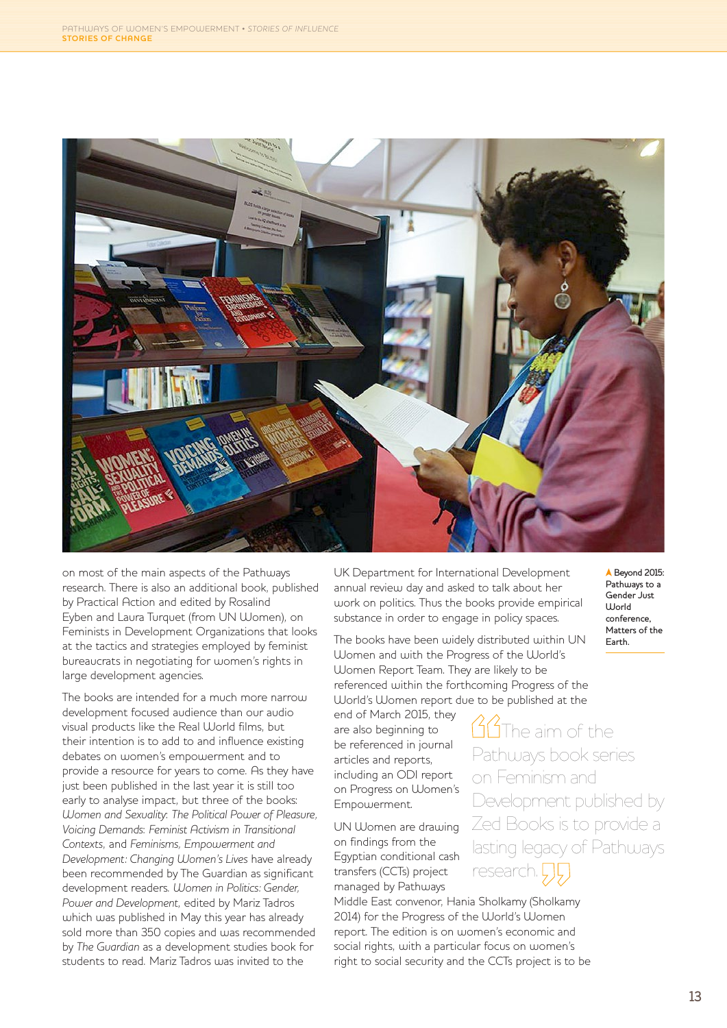on most of the main aspects of the Pathways research. There is also an additional book, published by Practical Action and edited by Rosalind Eyben and Laura Turquet (from UN Women), on Feminists in Development Organizations that looks at the tactics and strategies employed by feminist bureaucrats in negotiating for women's rights in large development agencies.

The books are intended for a much more narrow development focused audience than our audio visual products like the Real World films, but their intention is to add to and influence existing debates on women's empowerment and to provide a resource for years to come. As they have just been published in the last year it is still too early to analyse impact, but three of the books: *Women and Sexuality: The Political Power of Pleasure*, *Voicing Demands: Feminist Activism in Transitional Contexts*, and *Feminisms, Empowerment and Development: Changing Women's Lives* have already been recommended by The Guardian as significant development readers. *Women in Politics: Gender, Power and Development*, edited by Mariz Tadros which was published in May this year has already sold more than 350 copies and was recommended by *The Guardian* as a development studies book for students to read. Mariz Tadros was invited to the UK Department for International Development annual review day and asked to talk about her work on politics. Thus the books provide empirical substance in order to engage in policy spaces.

The books have been widely distributed within UN Women and with the Progress of the World's Women Report Team. They are likely to be referenced within the forthcoming Progress of the World's Women report due to be published at the end of March 2015, they are also beginning to be referenced in journal articles and reports, including an ODI report on Progress on Women's Empowerment.

> "The aim of the Pathways book series on Feminism and Development published by Zed Books is to provide a lasting legacy of Pathways research."

UN Women are drawing on findings from the Egyptian conditional cash transfers (CCTs) project managed by Pathways Middle East convenor, Hania Sholkamy (Sholkamy 2014) for the Progress of the World's Women report. The edition is on women's economic and social rights, with a particular focus on women's right to social security and the CCTs project is to be

▲ Beyond 2015: Pathways to a Gender Just World conference, Matters of the Earth.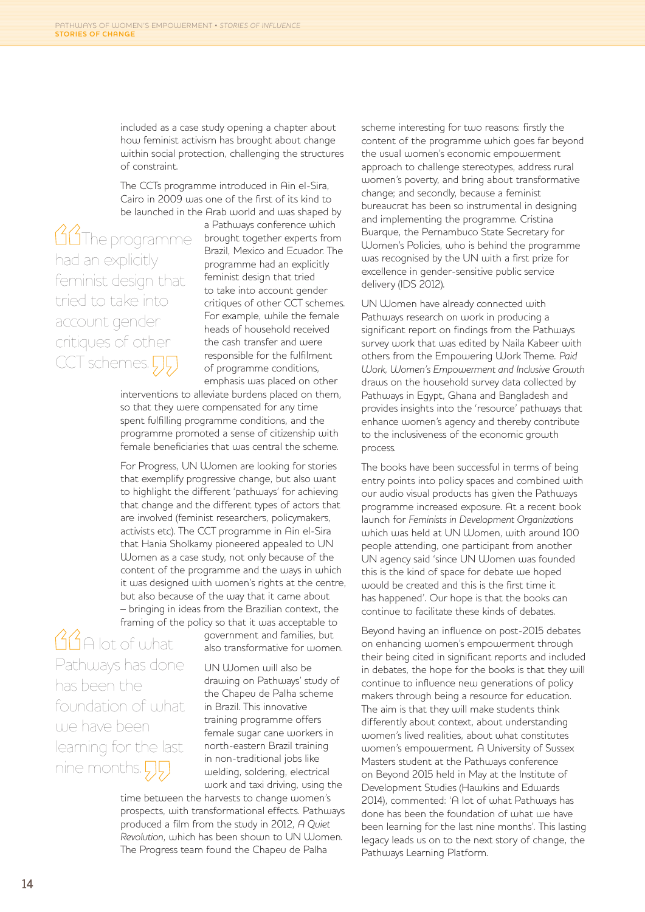included as a case study opening a chapter about how feminist activism has brought about change within social protection, challenging the structures of constraint.

The CCTs programme introduced in Ain el-Sira, Cairo in 2009 was one of the first of its kind to be launched in the Arab world and was shaped by a Pathways conference which brought together experts from Brazil, Mexico and Ecuador. The programme had an explicitly feminist design that tried to take into account gender critiques of other CCT schemes. For example, while the female heads of household received the cash transfer and were responsible for the fulfilment of programme conditions, emphasis was placed on other interventions to alleviate burdens placed on them, so that they were compensated for any time spent fulfilling programme conditions, and the programme promoted a sense of citizenship with female beneficiaries that was central the scheme.

> "The programme had an explicitly feminist design that tried to take into account gender critiques of other CCT schemes."

For Progress, UN Women are looking for stories that exemplify progressive change, but also want to highlight the different 'pathways' for achieving that change and the different types of actors that are involved (feminist researchers, policymakers, activists etc). The CCT programme in Ain el-Sira that Hania Sholkamy pioneered appealed to UN Women as a case study, not only because of the content of the programme and the ways in which it was designed with women's rights at the centre, but also because of the way that it came about – bringing in ideas from the Brazilian context, the framing of the policy so that it was acceptable to government and families, but also transformative for women.

UN Women will also be drawing on Pathways' study of the Chapeu de Palha scheme in Brazil. This innovative training programme offers female sugar cane workers in north-eastern Brazil training in non-traditional jobs like welding, soldering, electrical work and taxi driving, using the time between the harvests to change women's prospects, with transformational effects. Pathways produced a film from the study in 2012, *A Quiet Revolution*, which has been shown to UN Women. The Progress team found the Chapeu de Palha scheme interesting for two reasons: firstly the content of the programme which goes far beyond the usual women's economic empowerment approach to challenge stereotypes, address rural women's poverty, and bring about transformative change; and secondly, because a feminist bureaucrat has been so instrumental in designing and implementing the programme. Cristina Buarque, the Pernambuco State Secretary for Women's Policies, who is behind the programme was recognised by the UN with a first prize for excellence in gender-sensitive public service delivery (IDS 2012).

> "A lot of what Pathways has done has been the foundation of what we have been learning for the last nine months."

UN Women have already connected with Pathways research on work in producing a significant report on findings from the Pathways survey work that was edited by Naila Kabeer with others from the Empowering Work Theme. *Paid Work, Women's Empowerment and Inclusive Growth* draws on the household survey data collected by Pathways in Egypt, Ghana and Bangladesh and provides insights into the 'resource' pathways that enhance women's agency and thereby contribute to the inclusiveness of the economic growth process.

The books have been successful in terms of being entry points into policy spaces and combined with our audio visual products has given the Pathways programme increased exposure. At a recent book launch for *Feminists in Development Organizations* which was held at UN Women, with around 100 people attending, one participant from another UN agency said 'since UN Women was founded this is the kind of space for debate we hoped would be created and this is the first time it has happened'. Our hope is that the books can continue to facilitate these kinds of debates.

Beyond having an influence on post-2015 debates on enhancing women's empowerment through their being cited in significant reports and included in debates, the hope for the books is that they will continue to influence new generations of policy makers through being a resource for education. The aim is that they will make students think differently about context, about understanding women's lived realities, about what constitutes women's empowerment. A University of Sussex Masters student at the Pathways conference on Beyond 2015 held in May at the Institute of Development Studies (Hawkins and Edwards 2014), commented: 'A lot of what Pathways has done has been the foundation of what we have been learning for the last nine months'. This lasting legacy leads us on to the next story of change, the Pathways Learning Platform.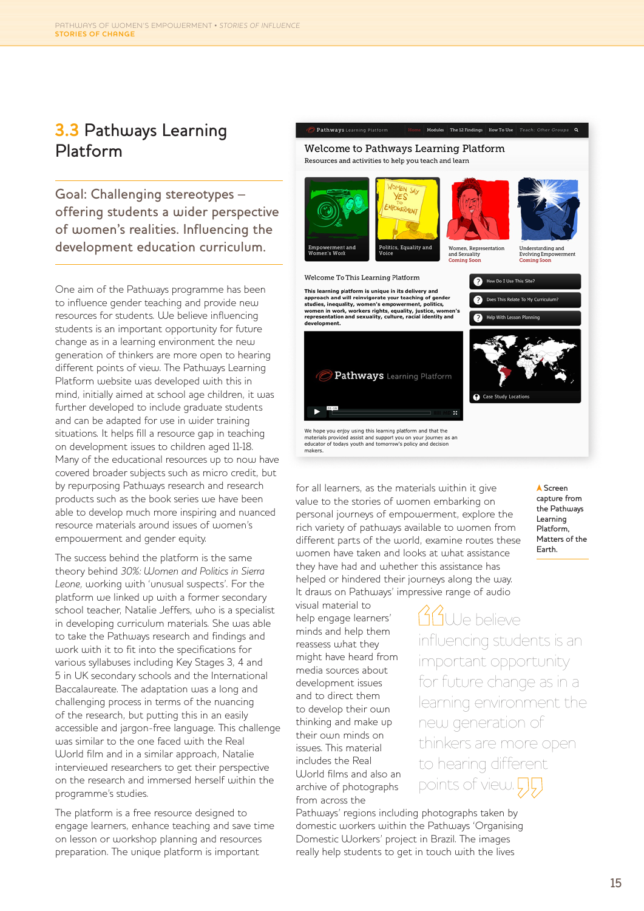## 3.3 Pathways Learning Platform

Goal: Challenging stereotypes – offering students a wider perspective of women's realities. Influencing the development education curriculum.

One aim of the Pathways programme has been to influence gender teaching and provide new resources for students. We believe influencing students is an important opportunity for future change as in a learning environment the new generation of thinkers are more open to hearing different points of view. The Pathways Learning Platform website was developed with this in mind, initially aimed at school age children, it was further developed to include graduate students and can be adapted for use in wider training situations. It helps fill a resource gap in teaching on development issues to children aged 11-18. Many of the educational resources up to now have covered broader subjects such as micro credit, but by repurposing Pathways research and research products such as the book series we have been able to develop much more inspiring and nuanced resource materials around issues of women's empowerment and gender equity.

The success behind the platform is the same theory behind *30%: Women and Politics in Sierra Leone*, working with 'unusual suspects'. For the platform we linked up with a former secondary school teacher, Natalie Jeffers, who is a specialist in developing curriculum materials. She was able to take the Pathways research and findings and work with it to fit into the specifications for various syllabuses including Key Stages 3, 4 and 5 in UK secondary schools and the International Baccalaureate. The adaptation was a long and challenging process in terms of the nuancing of the research, but putting this in an easily accessible and jargon-free language. This challenge was similar to the one faced with the Real World film and in a similar approach, Natalie interviewed researchers to get their perspective on the research and immersed herself within the programme's studies.

The platform is a free resource designed to engage learners, enhance teaching and save time on lesson or workshop planning and resources preparation. The unique platform is important for all learners, as the materials within it give value to the stories of women embarking on personal journeys of empowerment, explore the rich variety of pathways available to women from different parts of the world, examine routes these women have taken and looks at what assistance they have had and whether this assistance has helped or hindered their journeys along the way. It draws on Pathways' impressive range of audio visual material to help engage learners' minds and help them reassess what they might have heard from media sources about development issues and to direct them to develop their own thinking and make up their own minds on issues. This material includes the Real World films and also an archive of photographs from across the Pathways' regions including photographs taken by domestic workers within the Pathways 'Organising Domestic Workers' project in Brazil. The images really help students to get in touch with the lives

Screen capture from the Pathways Learning Platform, Matters of the Earth.

> "We believe influencing students is an important opportunity for future change as in a learning environment the new generation of thinkers are more open to hearing different points of view."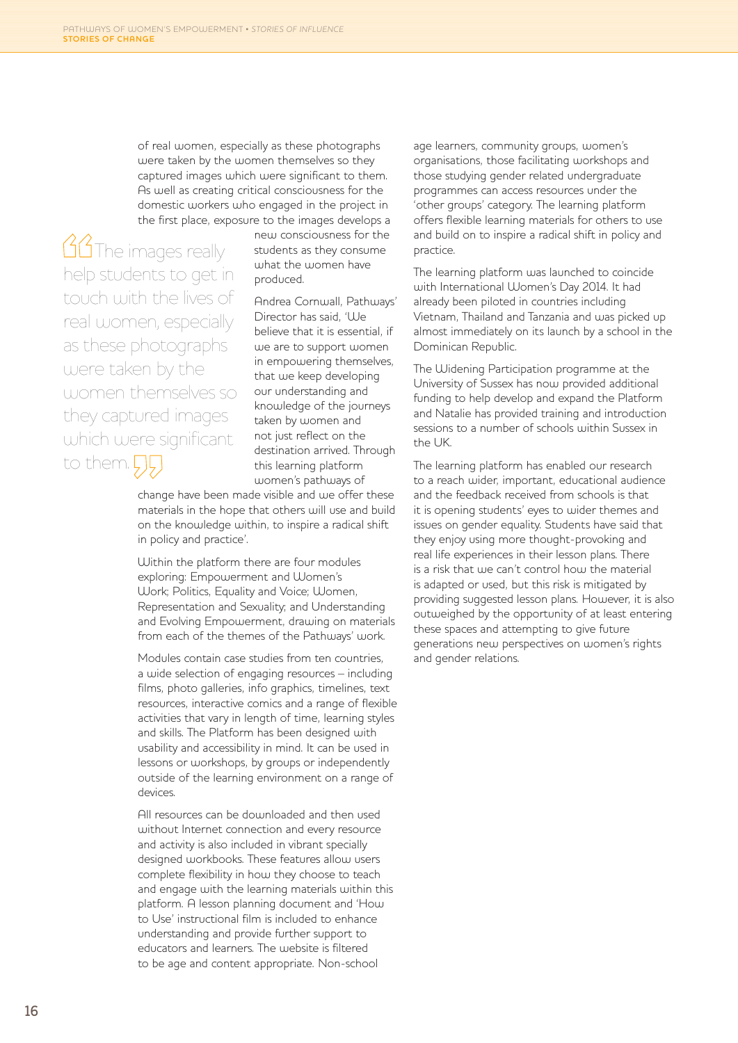of real women, especially as these photographs were taken by the women themselves so they captured images which were significant to them. As well as creating critical consciousness for the domestic workers who engaged in the project in the first place, exposure to the images develops a new consciousness for the students as they consume what the women have produced.

> "The images really help students to get in touch with the lives of real women, especially as these photographs were taken by the women themselves so they captured images which were significant to them."

Andrea Cornwall, Pathways' Director has said, 'We believe that it is essential, if we are to support women in empowering themselves, that we keep developing our understanding and knowledge of the journeys taken by women and not just reflect on the destination arrived. Through this learning platform women's pathways of change have been made visible and we offer these materials in the hope that others will use and build on the knowledge within, to inspire a radical shift in policy and practice'.

Within the platform there are four modules exploring: Empowerment and Women's Work; Politics, Equality and Voice; Women, Representation and Sexuality; and Understanding and Evolving Empowerment, drawing on materials from each of the themes of the Pathways' work.

Modules contain case studies from ten countries, a wide selection of engaging resources – including films, photo galleries, info graphics, timelines, text resources, interactive comics and a range of flexible activities that vary in length of time, learning styles and skills. The Platform has been designed with usability and accessibility in mind. It can be used in lessons or workshops, by groups or independently outside of the learning environment on a range of devices.

All resources can be downloaded and then used without Internet connection and every resource and activity is also included in vibrant specially designed workbooks. These features allow users complete flexibility in how they choose to teach and engage with the learning materials within this platform. A lesson planning document and 'How to Use' instructional film is included to enhance understanding and provide further support to educators and learners. The website is filtered to be age and content appropriate. Non-school age learners, community groups, women's organisations, those facilitating workshops and those studying gender related undergraduate programmes can access resources under the 'other groups' category. The learning platform offers flexible learning materials for others to use and build on to inspire a radical shift in policy and practice.

The learning platform was launched to coincide with International Women's Day 2014. It had already been piloted in countries including Vietnam, Thailand and Tanzania and was picked up almost immediately on its launch by a school in the Dominican Republic.

The Widening Participation programme at the University of Sussex has now provided additional funding to help develop and expand the Platform and Natalie has provided training and introduction sessions to a number of schools within Sussex in the UK.

The learning platform has enabled our research to a reach wider, important, educational audience and the feedback received from schools is that it is opening students' eyes to wider themes and issues on gender equality. Students have said that they enjoy using more thought-provoking and real life experiences in their lesson plans. There is a risk that we can't control how the material is adapted or used, but this risk is mitigated by providing suggested lesson plans. However, it is also outweighed by the opportunity of at least entering these spaces and attempting to give future generations new perspectives on women's rights and gender relations.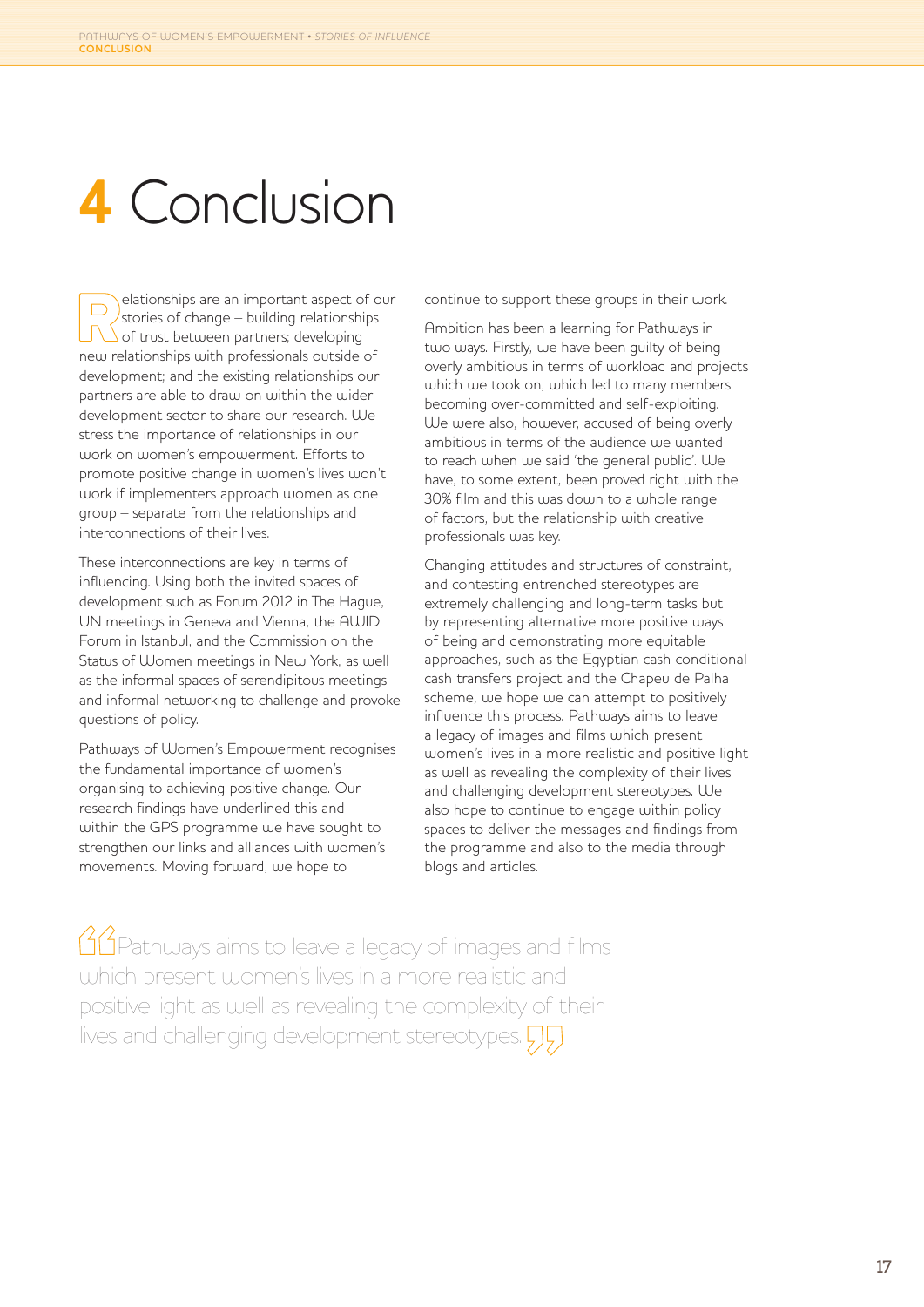# 4 Conclusion

Relationships are an important aspect of our stories of change – building relationships of trust between partners; developing new relationships with professionals outside of development; and the existing relationships our partners are able to draw on within the wider development sector to share our research. We stress the importance of relationships in our work on women's empowerment. Efforts to promote positive change in women's lives won't work if implementers approach women as one group – separate from the relationships and interconnections of their lives.

These interconnections are key in terms of influencing. Using both the invited spaces of development such as Forum 2012 in The Hague, UN meetings in Geneva and Vienna, the AWID Forum in Istanbul, and the Commission on the Status of Women meetings in New York, as well as the informal spaces of serendipitous meetings and informal networking to challenge and provoke questions of policy.

Pathways of Women's Empowerment recognises the fundamental importance of women's organising to achieving positive change. Our research findings have underlined this and within the GPS programme we have sought to strengthen our links and alliances with women's movements. Moving forward, we hope to continue to support these groups in their work.

Ambition has been a learning for Pathways in two ways. Firstly, we have been guilty of being overly ambitious in terms of workload and projects which we took on, which led to many members becoming over-committed and self-exploiting. We were also, however, accused of being overly ambitious in terms of the audience we wanted to reach when we said 'the general public'. We have, to some extent, been proved right with the 30% film and this was down to a whole range of factors, but the relationship with creative professionals was key.

Changing attitudes and structures of constraint, and contesting entrenched stereotypes are extremely challenging and long-term tasks but by representing alternative more positive ways of being and demonstrating more equitable approaches, such as the Egyptian cash conditional cash transfers project and the Chapeu de Palha scheme, we hope we can attempt to positively influence this process. Pathways aims to leave a legacy of images and films which present women's lives in a more realistic and positive light as well as revealing the complexity of their lives and challenging development stereotypes. We also hope to continue to engage within policy spaces to deliver the messages and findings from the programme and also to the media through blogs and articles.

> "Pathways aims to leave a legacy of images and films which present women's lives in a more realistic and positive light as well as revealing the complexity of their lives and challenging development stereotypes."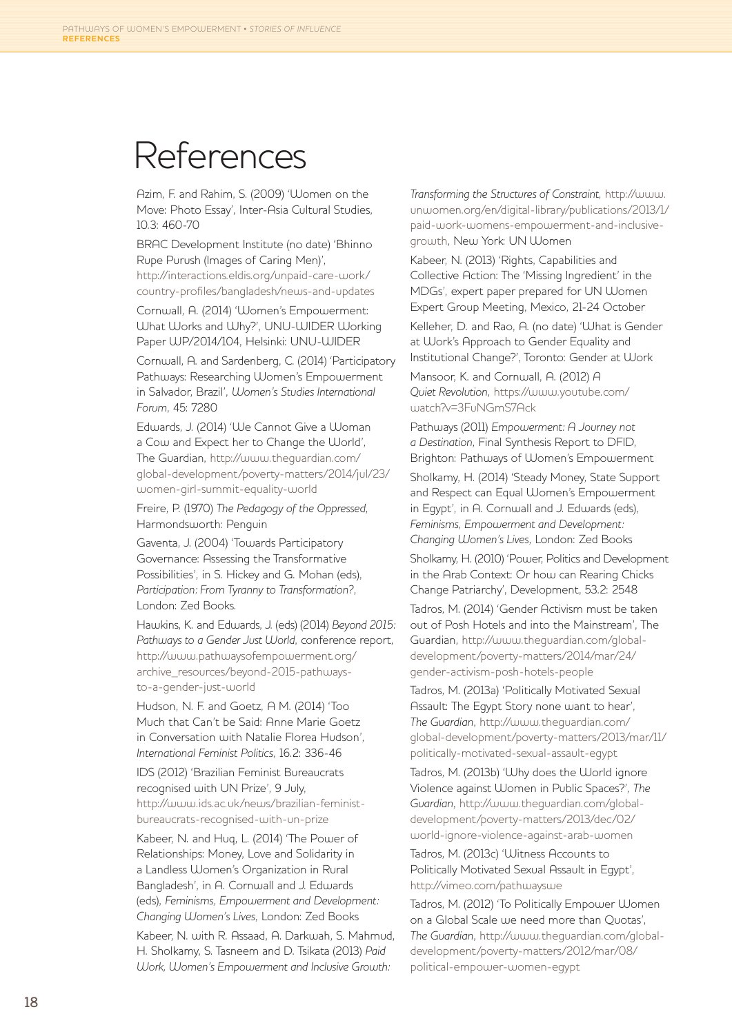# References

Azim, F. and Rahim, S. (2009) 'Women on the Move: Photo Essay', Inter-Asia Cultural Studies, 10.3: 460-70

BRAC Development Institute (no date) 'Bhinno Rupe Purush (Images of Caring Men)', http://interactions.eldis.org/unpaid-care-work/country-profiles/bangladesh/news-and-updates

Cornwall, A. (2014) 'Women's Empowerment: What Works and Why?', UNU-WIDER Working Paper WP/2014/104, Helsinki: UNU-WIDER

Cornwall, A. and Sardenberg, C. (2014) 'Participatory Pathways: Researching Women's Empowerment in Salvador, Brazil', *Women's Studies International Forum*, 45: 7280

Edwards, J. (2014) 'We Cannot Give a Woman a Cow and Expect her to Change the World', The Guardian, http://www.theguardian.com/global-development/poverty-matters/2014/jul/23/women-girl-summit-equality-world

Freire, P. (1970) *The Pedagogy of the Oppressed*, Harmondsworth: Penguin

Gaventa, J. (2004) 'Towards Participatory Governance: Assessing the Transformative Possibilities', in S. Hickey and G. Mohan (eds), *Participation: From Tyranny to Transformation?*, London: Zed Books.

Hawkins, K. and Edwards, J. (eds) (2014) *Beyond 2015: Pathways to a Gender Just World*, conference report, http://www.pathwaysofempowerment.org/archive_resources/beyond-2015-pathways-to-a-gender-just-world

Hudson, N. F. and Goetz, A M. (2014) 'Too Much that Can't be Said: Anne Marie Goetz in Conversation with Natalie Florea Hudson', *International Feminist Politics*, 16.2: 336-46

IDS (2012) 'Brazilian Feminist Bureaucrats recognised with UN Prize', 9 July, http://www.ids.ac.uk/news/brazilian-feminist-bureaucrats-recognised-with-un-prize

Kabeer, N. and Huq, L. (2014) 'The Power of Relationships: Money, Love and Solidarity in a Landless Women's Organization in Rural Bangladesh', in A. Cornwall and J. Edwards (eds), *Feminisms, Empowerment and Development: Changing Women's Lives*, London: Zed Books

Kabeer, N. with R. Assaad, A. Darkwah, S. Mahmud, H. Sholkamy, S. Tasneem and D. Tsikata (2013) *Paid Work, Women's Empowerment and Inclusive Growth: Transforming the Structures of Constraint*, http://www.unwomen.org/en/digital-library/publications/2013/1/paid-work-womens-empowerment-and-inclusive-growth, New York: UN Women

Kabeer, N. (2013) 'Rights, Capabilities and Collective Action: The 'Missing Ingredient' in the MDGs', expert paper prepared for UN Women Expert Group Meeting, Mexico, 21-24 October

Kelleher, D. and Rao, A. (no date) 'What is Gender at Work's Approach to Gender Equality and Institutional Change?', Toronto: Gender at Work

Mansoor, K. and Cornwall, A. (2012) *A Quiet Revolution*, https://www.youtube.com/watch?v=3FuNGmS7Ack

Pathways (2011) *Empowerment: A Journey not a Destination*, Final Synthesis Report to DFID, Brighton: Pathways of Women's Empowerment

Sholkamy, H. (2014) 'Steady Money, State Support and Respect can Equal Women's Empowerment in Egypt', in A. Cornwall and J. Edwards (eds), *Feminisms, Empowerment and Development: Changing Women's Lives*, London: Zed Books

Sholkamy, H. (2010) 'Power, Politics and Development in the Arab Context: Or how can Rearing Chicks Change Patriarchy', Development, 53.2: 2548

Tadros, M. (2014) 'Gender Activism must be taken out of Posh Hotels and into the Mainstream', The Guardian, http://www.theguardian.com/global-development/poverty-matters/2014/mar/24/gender-activism-posh-hotels-people

Tadros, M. (2013a) 'Politically Motivated Sexual Assault: The Egypt Story none want to hear', *The Guardian*, http://www.theguardian.com/global-development/poverty-matters/2013/mar/11/politically-motivated-sexual-assault-egypt

Tadros, M. (2013b) 'Why does the World ignore Violence against Women in Public Spaces?', *The Guardian*, http://www.theguardian.com/global-development/poverty-matters/2013/dec/02/world-ignore-violence-against-arab-women

Tadros, M. (2013c) 'Witness Accounts to Politically Motivated Sexual Assault in Egypt', http://vimeo.com/pathwayswe

Tadros, M. (2012) 'To Politically Empower Women on a Global Scale we need more than Quotas', *The Guardian*, http://www.theguardian.com/global-development/poverty-matters/2012/mar/08/political-empower-women-egypt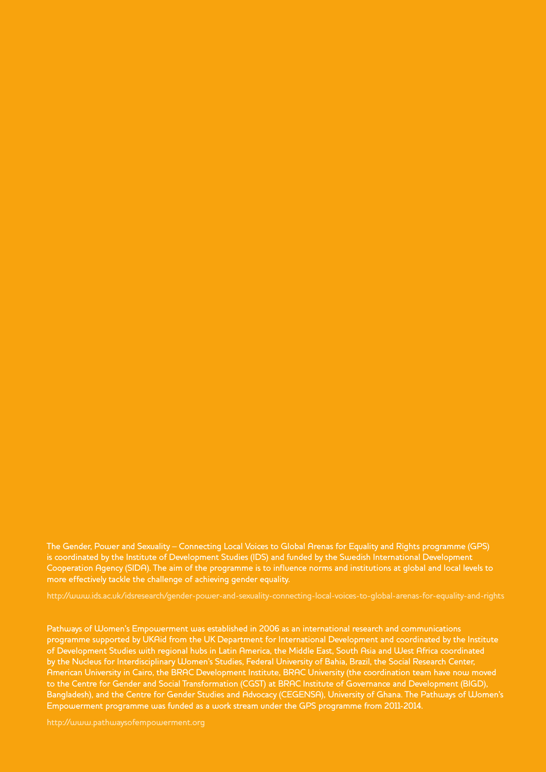The Gender, Power and Sexuality – Connecting Local Voices to Global Arenas for Equality and Rights programme (GPS) is coordinated by the Institute of Development Studies (IDS) and funded by the Swedish International Development Cooperation Agency (SIDA). The aim of the programme is to influence norms and institutions at global and local levels to more effectively tackle the challenge of achieving gender equality.

http://www.ids.ac.uk/idsresearch/gender-power-and-sexuality-connecting-local-voices-to-global-arenas-for-equality-and-rights

Pathways of Women's Empowerment was established in 2006 as an international research and communications programme supported by UKAid from the UK Department for International Development and coordinated by the Institute of Development Studies with regional hubs in Latin America, the Middle East, South Asia and West Africa coordinated by the Nucleus for Interdisciplinary Women's Studies, Federal University of Bahia, Brazil, the Social Research Center, American University in Cairo, the BRAC Development Institute, BRAC University (the coordination team have now moved to the Centre for Gender and Social Transformation (CGST) at BRAC Institute of Governance and Development (BIGD), Bangladesh), and the Centre for Gender Studies and Advocacy (CEGENSA), University of Ghana. The Pathways of Women's Empowerment programme was funded as a work stream under the GPS programme from 2011-2014.

http://www.pathwaysofempowerment.org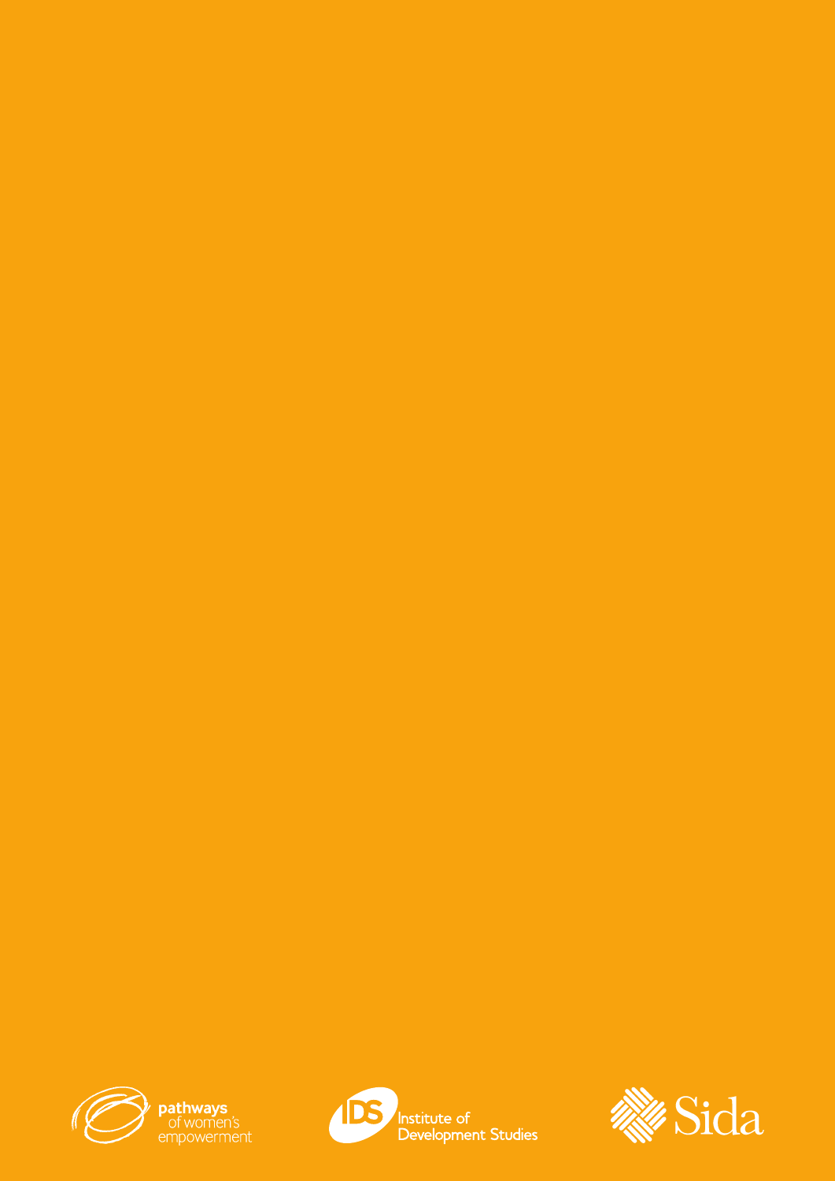pathways of women's empowerment

Institute of Development Studies

Sida